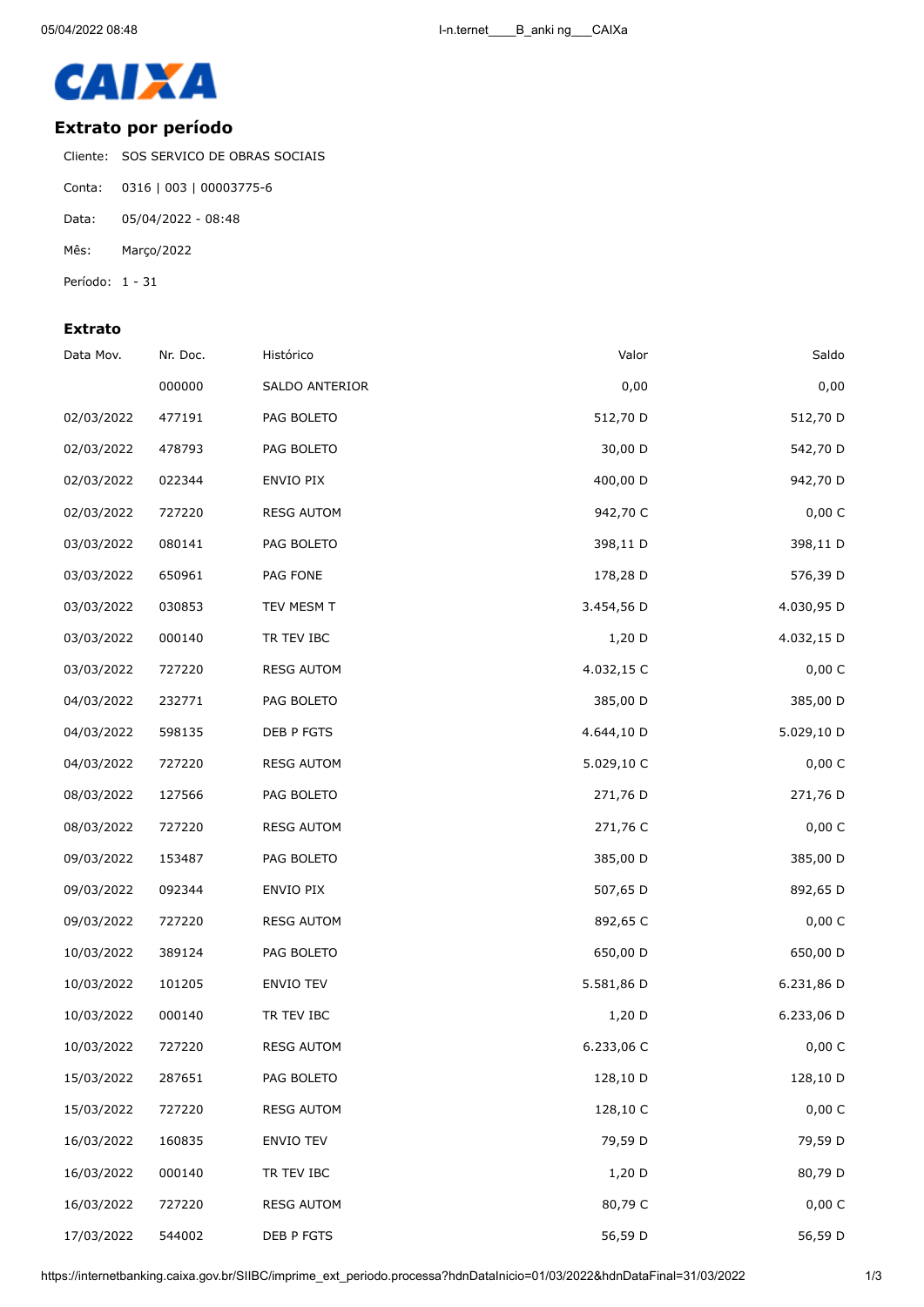CAIXA

## Extrato por período

Cliente: SOS SERVICO DE OBRAS SOCIAIS

Conta: 0316 | 003 | 00003775-6

Data: 05/04/2022 - 08:48

Mês: Março/2022

Período: 1 - 31

### Extrato

| Data Mov. | Nr. Doc. | Histórico | Valor | Saldo |
|---|---|---|---|---|
| | 000000 | SALDO ANTERIOR | 0,00 | 0,00 |
| 02/03/2022 | 477191 | PAG BOLETO | 512,70 D | 512,70 D |
| 02/03/2022 | 478793 | PAG BOLETO | 30,00 D | 542,70 D |
| 02/03/2022 | 022344 | ENVIO PIX | 400,00 D | 942,70 D |
| 02/03/2022 | 727220 | RESG AUTOM | 942,70 C | 0,00 C |
| 03/03/2022 | 080141 | PAG BOLETO | 398,11 D | 398,11 D |
| 03/03/2022 | 650961 | PAG FONE | 178,28 D | 576,39 D |
| 03/03/2022 | 030853 | TEV MESM T | 3.454,56 D | 4.030,95 D |
| 03/03/2022 | 000140 | TR TEV IBC | 1,20 D | 4.032,15 D |
| 03/03/2022 | 727220 | RESG AUTOM | 4.032,15 C | 0,00 C |
| 04/03/2022 | 232771 | PAG BOLETO | 385,00 D | 385,00 D |
| 04/03/2022 | 598135 | DEB P FGTS | 4.644,10 D | 5.029,10 D |
| 04/03/2022 | 727220 | RESG AUTOM | 5.029,10 C | 0,00 C |
| 08/03/2022 | 127566 | PAG BOLETO | 271,76 D | 271,76 D |
| 08/03/2022 | 727220 | RESG AUTOM | 271,76 C | 0,00 C |
| 09/03/2022 | 153487 | PAG BOLETO | 385,00 D | 385,00 D |
| 09/03/2022 | 092344 | ENVIO PIX | 507,65 D | 892,65 D |
| 09/03/2022 | 727220 | RESG AUTOM | 892,65 C | 0,00 C |
| 10/03/2022 | 389124 | PAG BOLETO | 650,00 D | 650,00 D |
| 10/03/2022 | 101205 | ENVIO TEV | 5.581,86 D | 6.231,86 D |
| 10/03/2022 | 000140 | TR TEV IBC | 1,20 D | 6.233,06 D |
| 10/03/2022 | 727220 | RESG AUTOM | 6.233,06 C | 0,00 C |
| 15/03/2022 | 287651 | PAG BOLETO | 128,10 D | 128,10 D |
| 15/03/2022 | 727220 | RESG AUTOM | 128,10 C | 0,00 C |
| 16/03/2022 | 160835 | ENVIO TEV | 79,59 D | 79,59 D |
| 16/03/2022 | 000140 | TR TEV IBC | 1,20 D | 80,79 D |
| 16/03/2022 | 727220 | RESG AUTOM | 80,79 C | 0,00 C |
| 17/03/2022 | 544002 | DEB P FGTS | 56,59 D | 56,59 D |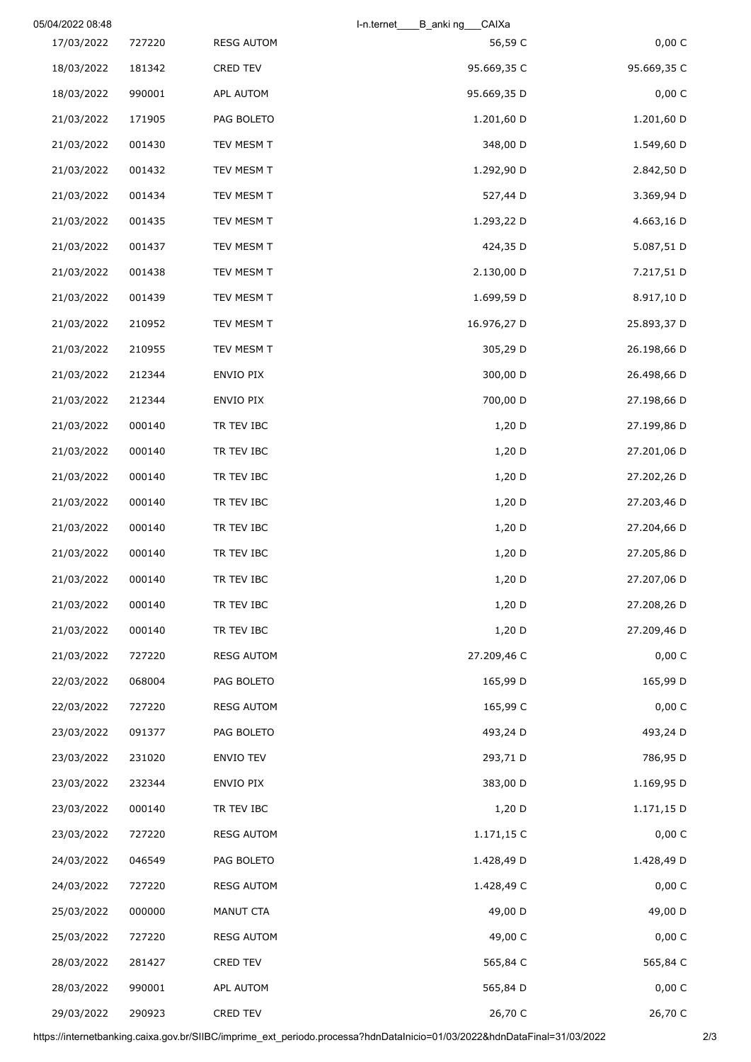| | | | | |
|---|---|---|---|---|
| 17/03/2022 | 727220 | RESG AUTOM | 56,59 C | 0,00 C |
| 18/03/2022 | 181342 | CRED TEV | 95.669,35 C | 95.669,35 C |
| 18/03/2022 | 990001 | APL AUTOM | 95.669,35 D | 0,00 C |
| 21/03/2022 | 171905 | PAG BOLETO | 1.201,60 D | 1.201,60 D |
| 21/03/2022 | 001430 | TEV MESM T | 348,00 D | 1.549,60 D |
| 21/03/2022 | 001432 | TEV MESM T | 1.292,90 D | 2.842,50 D |
| 21/03/2022 | 001434 | TEV MESM T | 527,44 D | 3.369,94 D |
| 21/03/2022 | 001435 | TEV MESM T | 1.293,22 D | 4.663,16 D |
| 21/03/2022 | 001437 | TEV MESM T | 424,35 D | 5.087,51 D |
| 21/03/2022 | 001438 | TEV MESM T | 2.130,00 D | 7.217,51 D |
| 21/03/2022 | 001439 | TEV MESM T | 1.699,59 D | 8.917,10 D |
| 21/03/2022 | 210952 | TEV MESM T | 16.976,27 D | 25.893,37 D |
| 21/03/2022 | 210955 | TEV MESM T | 305,29 D | 26.198,66 D |
| 21/03/2022 | 212344 | ENVIO PIX | 300,00 D | 26.498,66 D |
| 21/03/2022 | 212344 | ENVIO PIX | 700,00 D | 27.198,66 D |
| 21/03/2022 | 000140 | TR TEV IBC | 1,20 D | 27.199,86 D |
| 21/03/2022 | 000140 | TR TEV IBC | 1,20 D | 27.201,06 D |
| 21/03/2022 | 000140 | TR TEV IBC | 1,20 D | 27.202,26 D |
| 21/03/2022 | 000140 | TR TEV IBC | 1,20 D | 27.203,46 D |
| 21/03/2022 | 000140 | TR TEV IBC | 1,20 D | 27.204,66 D |
| 21/03/2022 | 000140 | TR TEV IBC | 1,20 D | 27.205,86 D |
| 21/03/2022 | 000140 | TR TEV IBC | 1,20 D | 27.207,06 D |
| 21/03/2022 | 000140 | TR TEV IBC | 1,20 D | 27.208,26 D |
| 21/03/2022 | 000140 | TR TEV IBC | 1,20 D | 27.209,46 D |
| 21/03/2022 | 727220 | RESG AUTOM | 27.209,46 C | 0,00 C |
| 22/03/2022 | 068004 | PAG BOLETO | 165,99 D | 165,99 D |
| 22/03/2022 | 727220 | RESG AUTOM | 165,99 C | 0,00 C |
| 23/03/2022 | 091377 | PAG BOLETO | 493,24 D | 493,24 D |
| 23/03/2022 | 231020 | ENVIO TEV | 293,71 D | 786,95 D |
| 23/03/2022 | 232344 | ENVIO PIX | 383,00 D | 1.169,95 D |
| 23/03/2022 | 000140 | TR TEV IBC | 1,20 D | 1.171,15 D |
| 23/03/2022 | 727220 | RESG AUTOM | 1.171,15 C | 0,00 C |
| 24/03/2022 | 046549 | PAG BOLETO | 1.428,49 D | 1.428,49 D |
| 24/03/2022 | 727220 | RESG AUTOM | 1.428,49 C | 0,00 C |
| 25/03/2022 | 000000 | MANUT CTA | 49,00 D | 49,00 D |
| 25/03/2022 | 727220 | RESG AUTOM | 49,00 C | 0,00 C |
| 28/03/2022 | 281427 | CRED TEV | 565,84 C | 565,84 C |
| 28/03/2022 | 990001 | APL AUTOM | 565,84 D | 0,00 C |
| 29/03/2022 | 290923 | CRED TEV | 26,70 C | 26,70 C |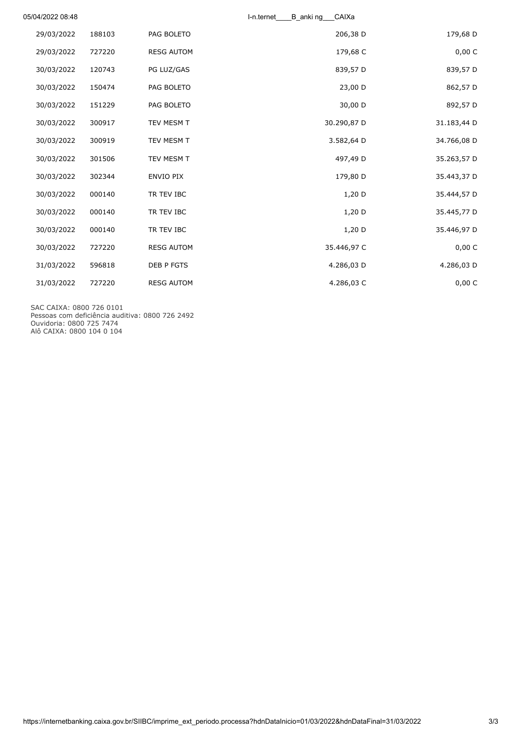| | | | | |
|---|---|---|---|---|
| 29/03/2022 | 188103 | PAG BOLETO | 206,38 D | 179,68 D |
| 29/03/2022 | 727220 | RESG AUTOM | 179,68 C | 0,00 C |
| 30/03/2022 | 120743 | PG LUZ/GAS | 839,57 D | 839,57 D |
| 30/03/2022 | 150474 | PAG BOLETO | 23,00 D | 862,57 D |
| 30/03/2022 | 151229 | PAG BOLETO | 30,00 D | 892,57 D |
| 30/03/2022 | 300917 | TEV MESM T | 30.290,87 D | 31.183,44 D |
| 30/03/2022 | 300919 | TEV MESM T | 3.582,64 D | 34.766,08 D |
| 30/03/2022 | 301506 | TEV MESM T | 497,49 D | 35.263,57 D |
| 30/03/2022 | 302344 | ENVIO PIX | 179,80 D | 35.443,37 D |
| 30/03/2022 | 000140 | TR TEV IBC | 1,20 D | 35.444,57 D |
| 30/03/2022 | 000140 | TR TEV IBC | 1,20 D | 35.445,77 D |
| 30/03/2022 | 000140 | TR TEV IBC | 1,20 D | 35.446,97 D |
| 30/03/2022 | 727220 | RESG AUTOM | 35.446,97 C | 0,00 C |
| 31/03/2022 | 596818 | DEB P FGTS | 4.286,03 D | 4.286,03 D |
| 31/03/2022 | 727220 | RESG AUTOM | 4.286,03 C | 0,00 C |

SAC CAIXA: 0800 726 0101
Pessoas com deficiência auditiva: 0800 726 2492
Ouvidoria: 0800 725 7474
Alô CAIXA: 0800 104 0 104